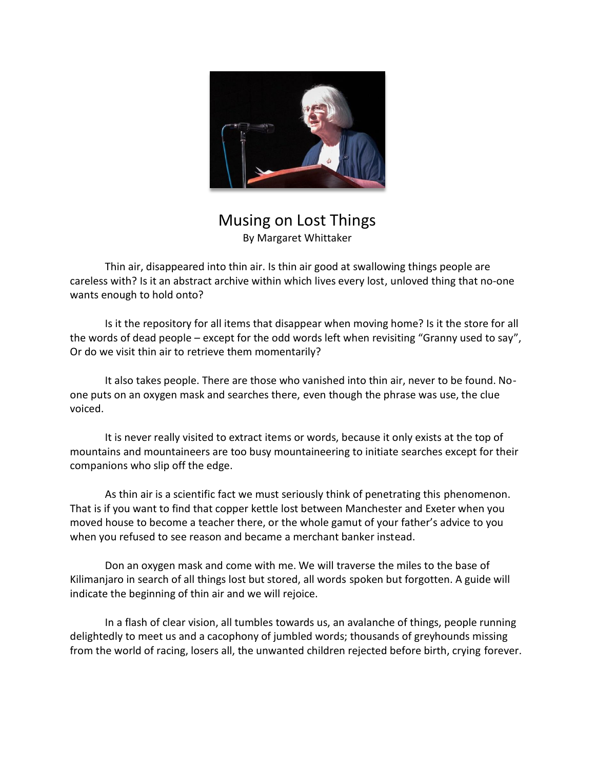# Musing on Lost Things

By Margaret Whittaker

Thin air, disappeared into thin air. Is thin air good at swallowing things people are careless with? Is it an abstract archive within which lives every lost, unloved thing that no-one wants enough to hold onto?

Is it the repository for all items that disappear when moving home? Is it the store for all the words of dead people – except for the odd words left when revisiting "Granny used to say", Or do we visit thin air to retrieve them momentarily?

It also takes people. There are those who vanished into thin air, never to be found. No-one puts on an oxygen mask and searches there, even though the phrase was use, the clue voiced.

It is never really visited to extract items or words, because it only exists at the top of mountains and mountaineers are too busy mountaineering to initiate searches except for their companions who slip off the edge.

As thin air is a scientific fact we must seriously think of penetrating this phenomenon. That is if you want to find that copper kettle lost between Manchester and Exeter when you moved house to become a teacher there, or the whole gamut of your father's advice to you when you refused to see reason and became a merchant banker instead.

Don an oxygen mask and come with me. We will traverse the miles to the base of Kilimanjaro in search of all things lost but stored, all words spoken but forgotten. A guide will indicate the beginning of thin air and we will rejoice.

In a flash of clear vision, all tumbles towards us, an avalanche of things, people running delightedly to meet us and a cacophony of jumbled words; thousands of greyhounds missing from the world of racing, losers all, the unwanted children rejected before birth, crying forever.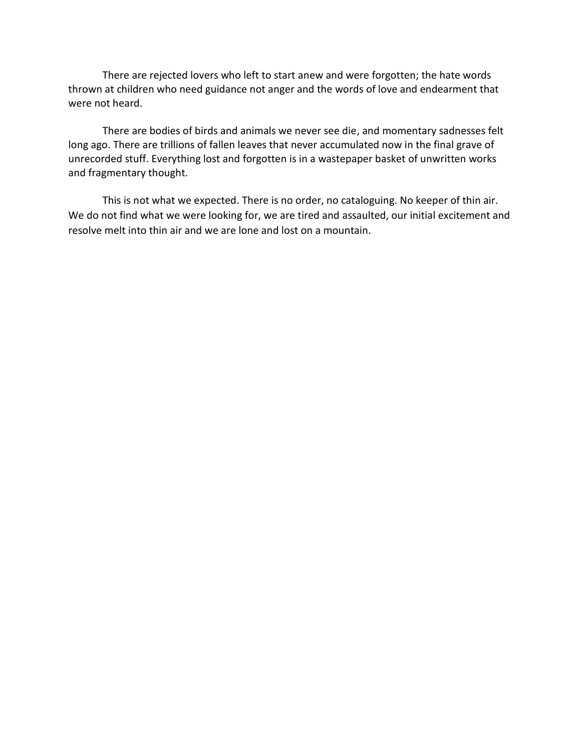There are rejected lovers who left to start anew and were forgotten; the hate words thrown at children who need guidance not anger and the words of love and endearment that were not heard.

There are bodies of birds and animals we never see die, and momentary sadnesses felt long ago. There are trillions of fallen leaves that never accumulated now in the final grave of unrecorded stuff. Everything lost and forgotten is in a wastepaper basket of unwritten works and fragmentary thought.

This is not what we expected. There is no order, no cataloguing. No keeper of thin air. We do not find what we were looking for, we are tired and assaulted, our initial excitement and resolve melt into thin air and we are lone and lost on a mountain.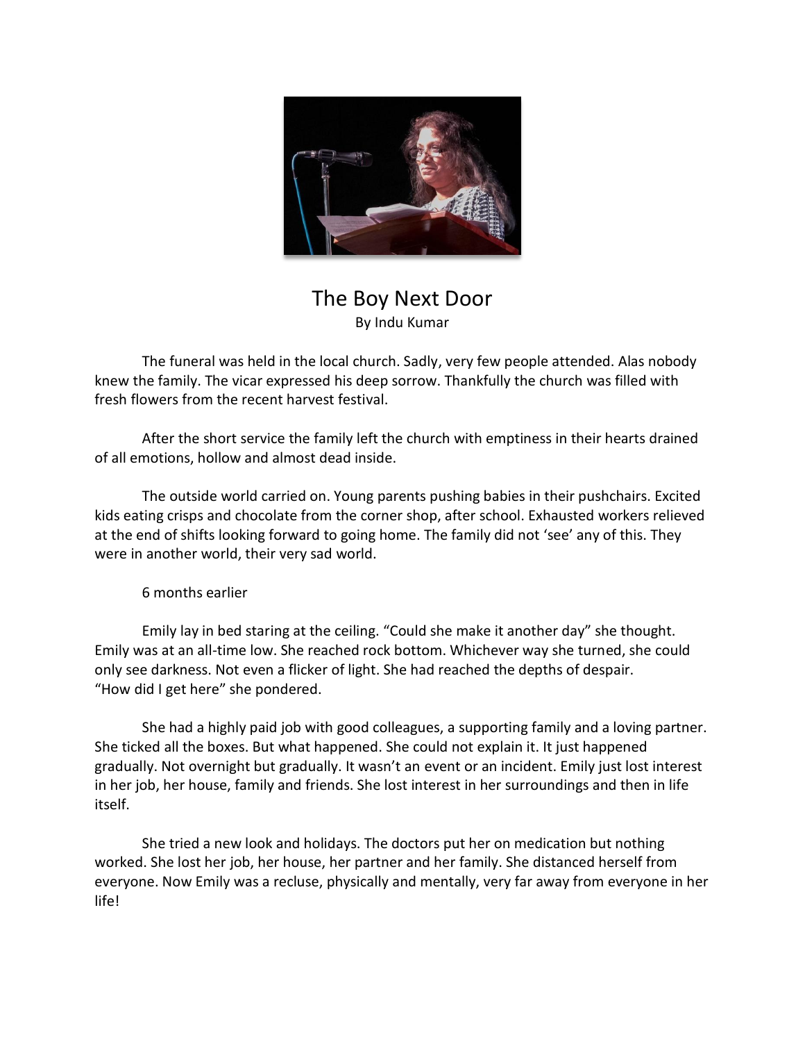# The Boy Next Door

By Indu Kumar

The funeral was held in the local church. Sadly, very few people attended. Alas nobody knew the family. The vicar expressed his deep sorrow. Thankfully the church was filled with fresh flowers from the recent harvest festival.

After the short service the family left the church with emptiness in their hearts drained of all emotions, hollow and almost dead inside.

The outside world carried on. Young parents pushing babies in their pushchairs. Excited kids eating crisps and chocolate from the corner shop, after school. Exhausted workers relieved at the end of shifts looking forward to going home. The family did not 'see' any of this. They were in another world, their very sad world.

6 months earlier

Emily lay in bed staring at the ceiling. "Could she make it another day" she thought. Emily was at an all-time low. She reached rock bottom. Whichever way she turned, she could only see darkness. Not even a flicker of light. She had reached the depths of despair. "How did I get here" she pondered.

She had a highly paid job with good colleagues, a supporting family and a loving partner. She ticked all the boxes. But what happened. She could not explain it. It just happened gradually. Not overnight but gradually. It wasn't an event or an incident. Emily just lost interest in her job, her house, family and friends. She lost interest in her surroundings and then in life itself.

She tried a new look and holidays. The doctors put her on medication but nothing worked. She lost her job, her house, her partner and her family. She distanced herself from everyone. Now Emily was a recluse, physically and mentally, very far away from everyone in her life!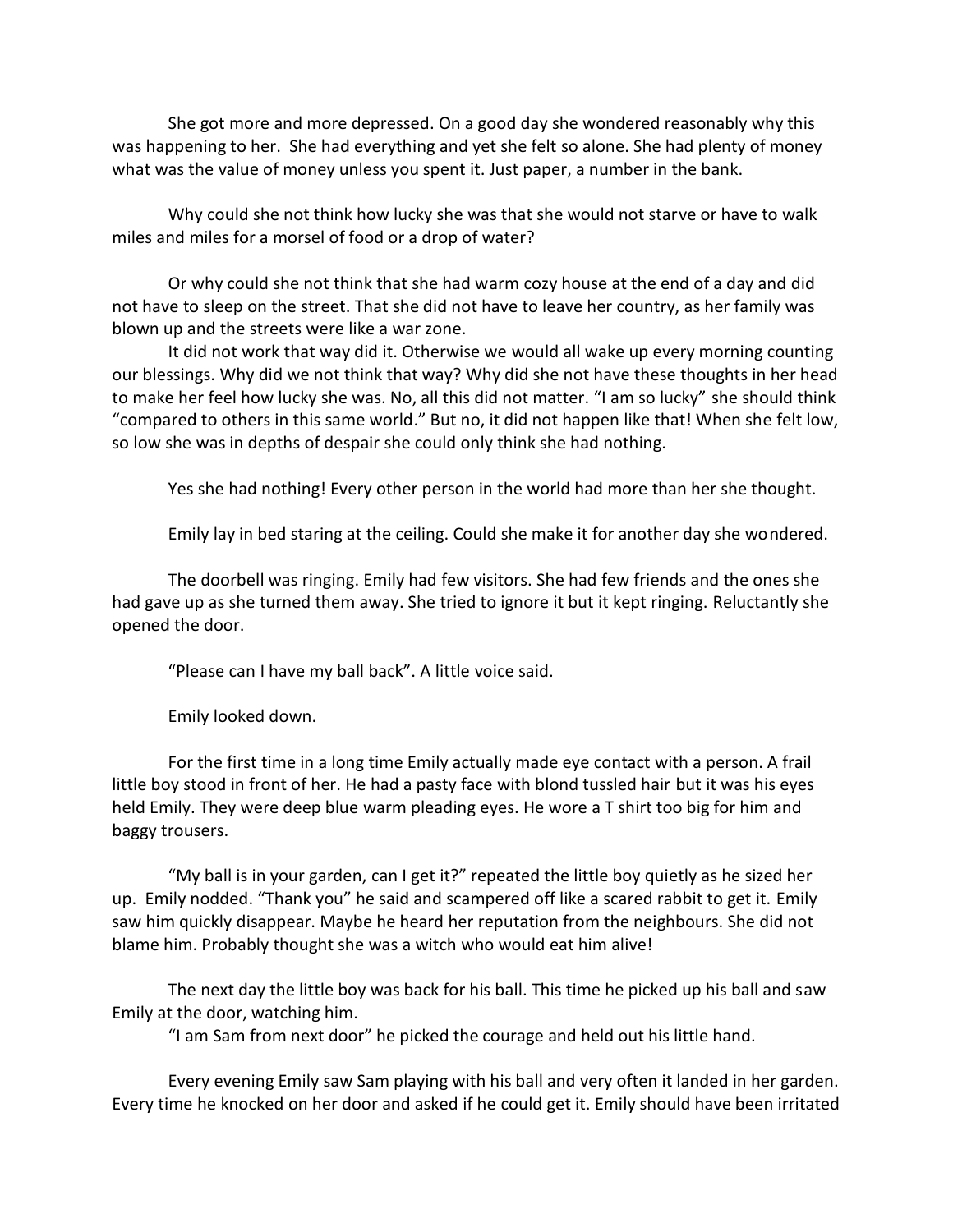She got more and more depressed. On a good day she wondered reasonably why this was happening to her. She had everything and yet she felt so alone. She had plenty of money what was the value of money unless you spent it. Just paper, a number in the bank.

Why could she not think how lucky she was that she would not starve or have to walk miles and miles for a morsel of food or a drop of water?

Or why could she not think that she had warm cozy house at the end of a day and did not have to sleep on the street. That she did not have to leave her country, as her family was blown up and the streets were like a war zone.

It did not work that way did it. Otherwise we would all wake up every morning counting our blessings. Why did we not think that way? Why did she not have these thoughts in her head to make her feel how lucky she was. No, all this did not matter. "I am so lucky" she should think "compared to others in this same world." But no, it did not happen like that! When she felt low, so low she was in depths of despair she could only think she had nothing.

Yes she had nothing! Every other person in the world had more than her she thought.

Emily lay in bed staring at the ceiling. Could she make it for another day she wondered.

The doorbell was ringing. Emily had few visitors. She had few friends and the ones she had gave up as she turned them away. She tried to ignore it but it kept ringing. Reluctantly she opened the door.

"Please can I have my ball back". A little voice said.

Emily looked down.

For the first time in a long time Emily actually made eye contact with a person. A frail little boy stood in front of her. He had a pasty face with blond tussled hair but it was his eyes held Emily. They were deep blue warm pleading eyes. He wore a T shirt too big for him and baggy trousers.

"My ball is in your garden, can I get it?" repeated the little boy quietly as he sized her up. Emily nodded. "Thank you" he said and scampered off like a scared rabbit to get it. Emily saw him quickly disappear. Maybe he heard her reputation from the neighbours. She did not blame him. Probably thought she was a witch who would eat him alive!

The next day the little boy was back for his ball. This time he picked up his ball and saw Emily at the door, watching him.

"I am Sam from next door" he picked the courage and held out his little hand.

Every evening Emily saw Sam playing with his ball and very often it landed in her garden. Every time he knocked on her door and asked if he could get it. Emily should have been irritated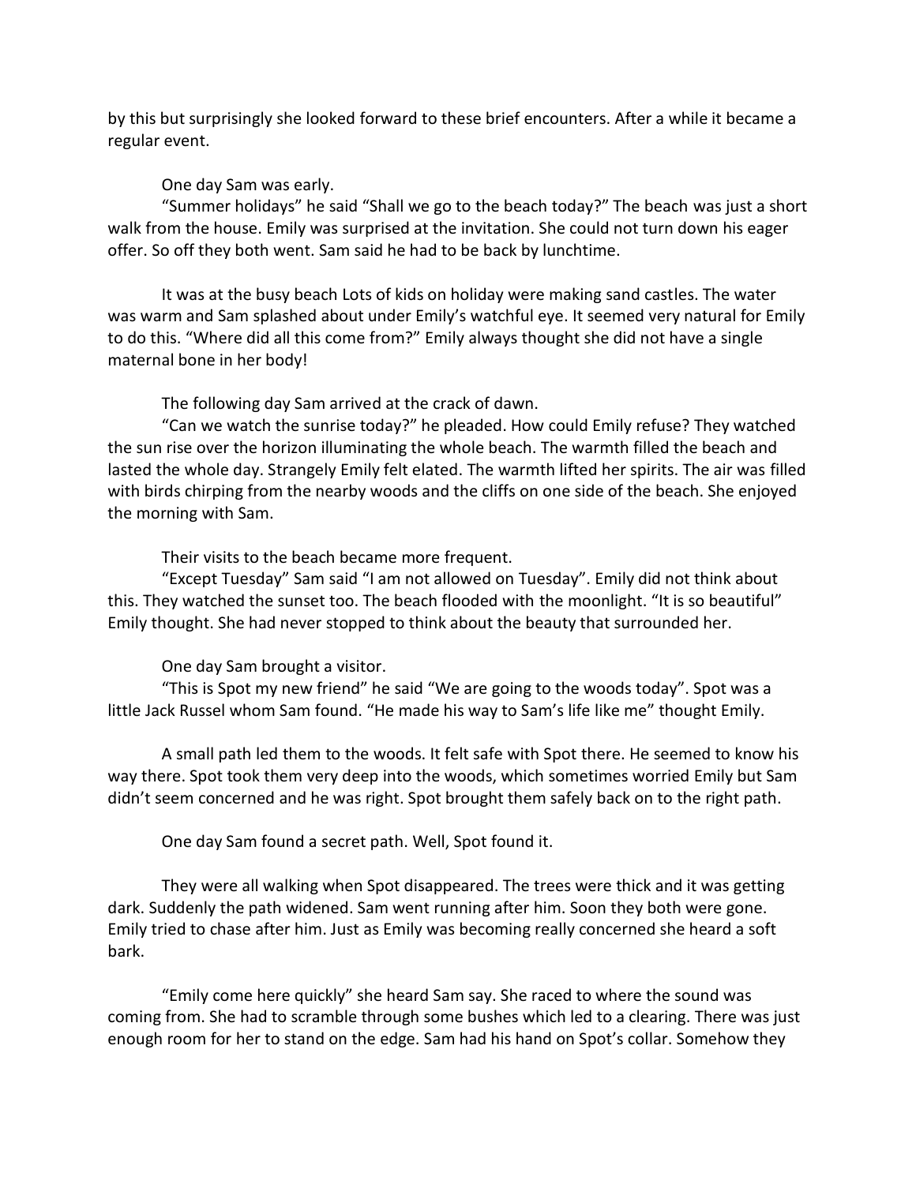by this but surprisingly she looked forward to these brief encounters. After a while it became a regular event.

One day Sam was early.

"Summer holidays" he said "Shall we go to the beach today?" The beach was just a short walk from the house. Emily was surprised at the invitation. She could not turn down his eager offer. So off they both went. Sam said he had to be back by lunchtime.

It was at the busy beach Lots of kids on holiday were making sand castles. The water was warm and Sam splashed about under Emily's watchful eye. It seemed very natural for Emily to do this. "Where did all this come from?" Emily always thought she did not have a single maternal bone in her body!

The following day Sam arrived at the crack of dawn.

"Can we watch the sunrise today?" he pleaded. How could Emily refuse? They watched the sun rise over the horizon illuminating the whole beach. The warmth filled the beach and lasted the whole day. Strangely Emily felt elated. The warmth lifted her spirits. The air was filled with birds chirping from the nearby woods and the cliffs on one side of the beach. She enjoyed the morning with Sam.

Their visits to the beach became more frequent.

"Except Tuesday" Sam said "I am not allowed on Tuesday". Emily did not think about this. They watched the sunset too. The beach flooded with the moonlight. "It is so beautiful" Emily thought. She had never stopped to think about the beauty that surrounded her.

One day Sam brought a visitor.

"This is Spot my new friend" he said "We are going to the woods today". Spot was a little Jack Russel whom Sam found. "He made his way to Sam's life like me" thought Emily.

A small path led them to the woods. It felt safe with Spot there. He seemed to know his way there. Spot took them very deep into the woods, which sometimes worried Emily but Sam didn't seem concerned and he was right. Spot brought them safely back on to the right path.

One day Sam found a secret path. Well, Spot found it.

They were all walking when Spot disappeared. The trees were thick and it was getting dark. Suddenly the path widened. Sam went running after him. Soon they both were gone. Emily tried to chase after him. Just as Emily was becoming really concerned she heard a soft bark.

"Emily come here quickly" she heard Sam say. She raced to where the sound was coming from. She had to scramble through some bushes which led to a clearing. There was just enough room for her to stand on the edge. Sam had his hand on Spot's collar. Somehow they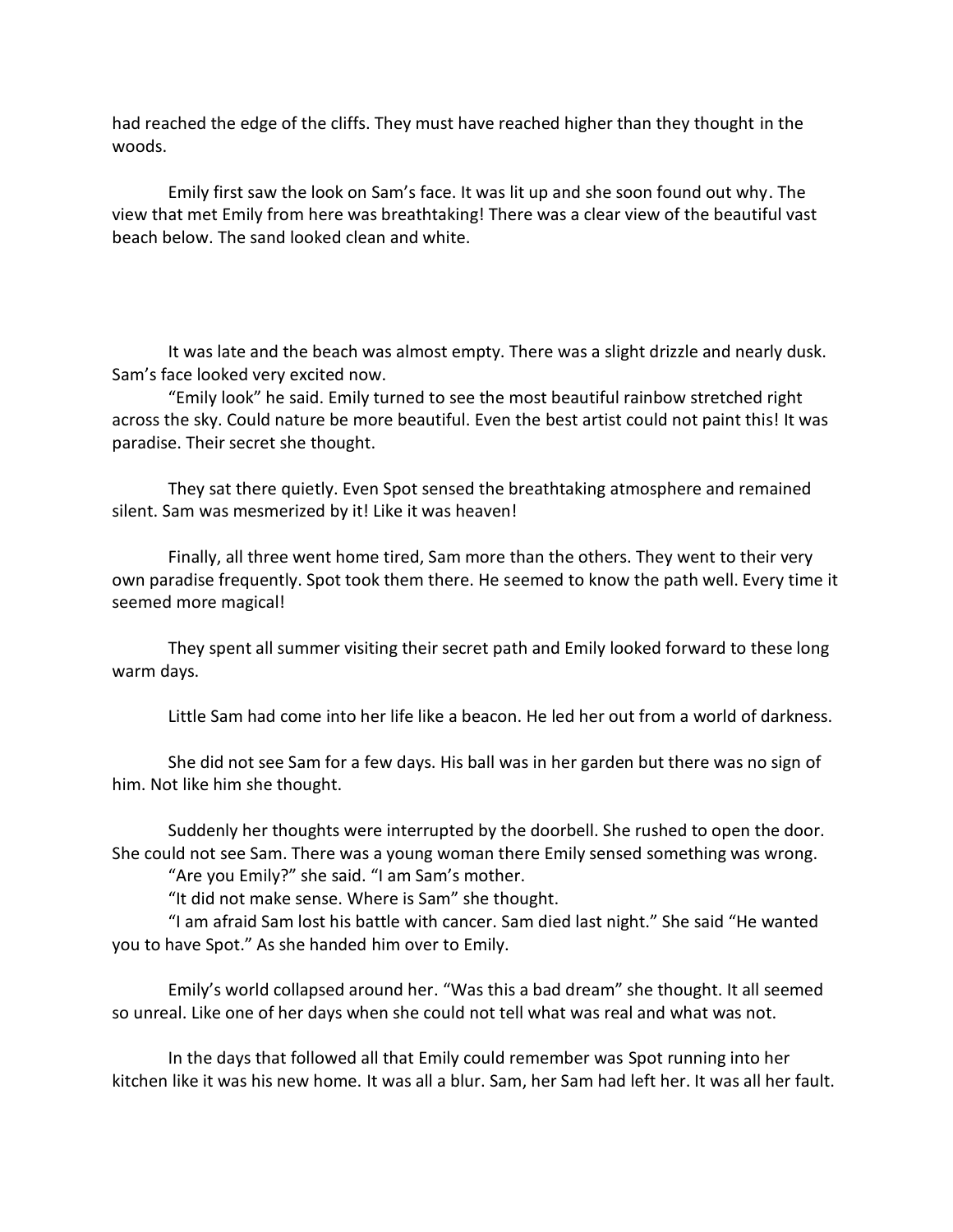had reached the edge of the cliffs. They must have reached higher than they thought in the woods.

Emily first saw the look on Sam's face. It was lit up and she soon found out why. The view that met Emily from here was breathtaking! There was a clear view of the beautiful vast beach below. The sand looked clean and white.

It was late and the beach was almost empty. There was a slight drizzle and nearly dusk. Sam's face looked very excited now.

"Emily look" he said. Emily turned to see the most beautiful rainbow stretched right across the sky. Could nature be more beautiful. Even the best artist could not paint this! It was paradise. Their secret she thought.

They sat there quietly. Even Spot sensed the breathtaking atmosphere and remained silent. Sam was mesmerized by it! Like it was heaven!

Finally, all three went home tired, Sam more than the others. They went to their very own paradise frequently. Spot took them there. He seemed to know the path well. Every time it seemed more magical!

They spent all summer visiting their secret path and Emily looked forward to these long warm days.

Little Sam had come into her life like a beacon. He led her out from a world of darkness.

She did not see Sam for a few days. His ball was in her garden but there was no sign of him. Not like him she thought.

Suddenly her thoughts were interrupted by the doorbell. She rushed to open the door. She could not see Sam. There was a young woman there Emily sensed something was wrong.

"Are you Emily?" she said. "I am Sam's mother.

"It did not make sense. Where is Sam" she thought.

"I am afraid Sam lost his battle with cancer. Sam died last night." She said "He wanted you to have Spot." As she handed him over to Emily.

Emily's world collapsed around her. "Was this a bad dream" she thought. It all seemed so unreal. Like one of her days when she could not tell what was real and what was not.

In the days that followed all that Emily could remember was Spot running into her kitchen like it was his new home. It was all a blur. Sam, her Sam had left her. It was all her fault.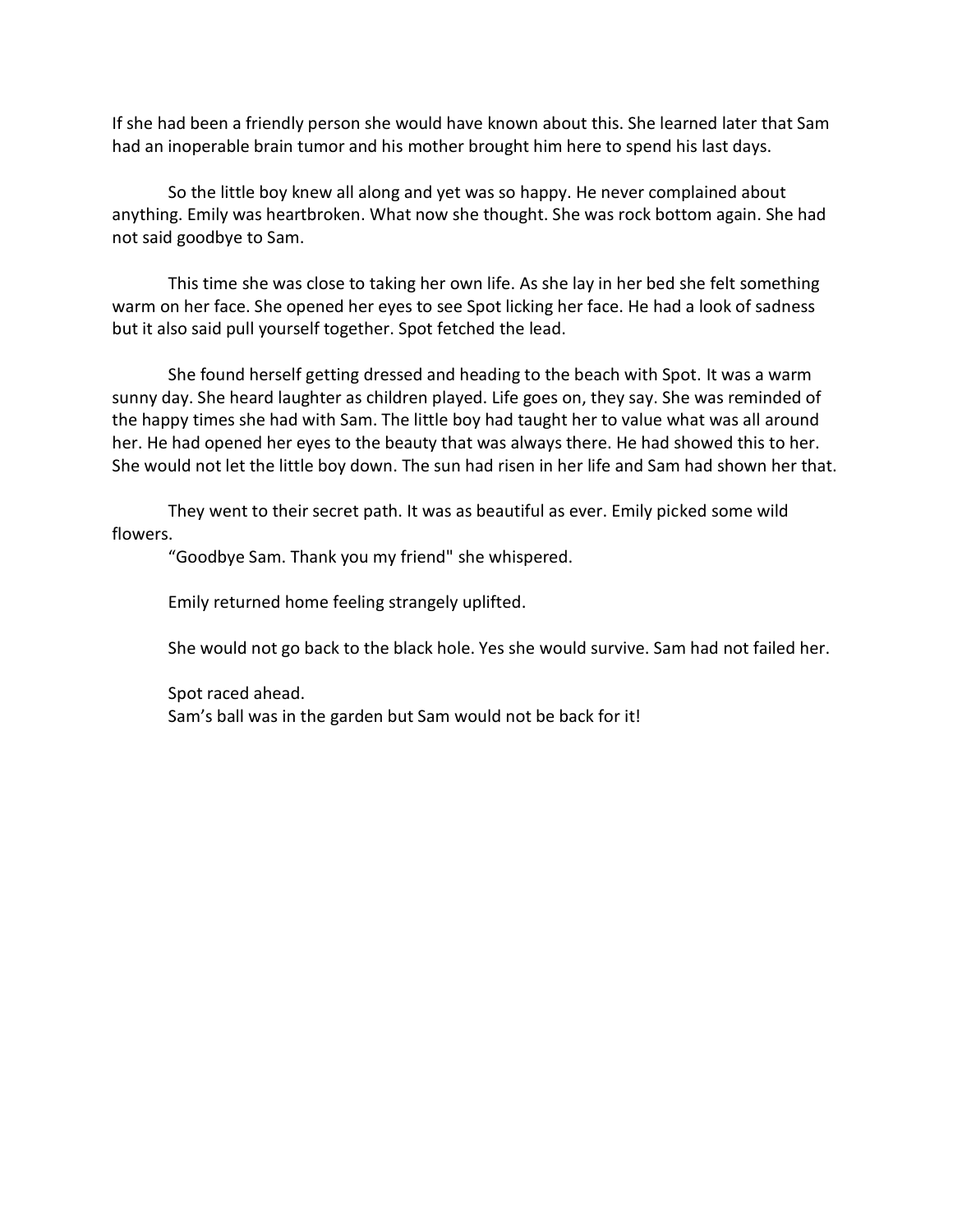If she had been a friendly person she would have known about this. She learned later that Sam had an inoperable brain tumor and his mother brought him here to spend his last days.

So the little boy knew all along and yet was so happy. He never complained about anything. Emily was heartbroken. What now she thought. She was rock bottom again. She had not said goodbye to Sam.

This time she was close to taking her own life. As she lay in her bed she felt something warm on her face. She opened her eyes to see Spot licking her face. He had a look of sadness but it also said pull yourself together. Spot fetched the lead.

She found herself getting dressed and heading to the beach with Spot. It was a warm sunny day. She heard laughter as children played. Life goes on, they say. She was reminded of the happy times she had with Sam. The little boy had taught her to value what was all around her. He had opened her eyes to the beauty that was always there. He had showed this to her. She would not let the little boy down. The sun had risen in her life and Sam had shown her that.

They went to their secret path. It was as beautiful as ever. Emily picked some wild flowers.

"Goodbye Sam. Thank you my friend" she whispered.

Emily returned home feeling strangely uplifted.

She would not go back to the black hole. Yes she would survive. Sam had not failed her.

Spot raced ahead.

Sam's ball was in the garden but Sam would not be back for it!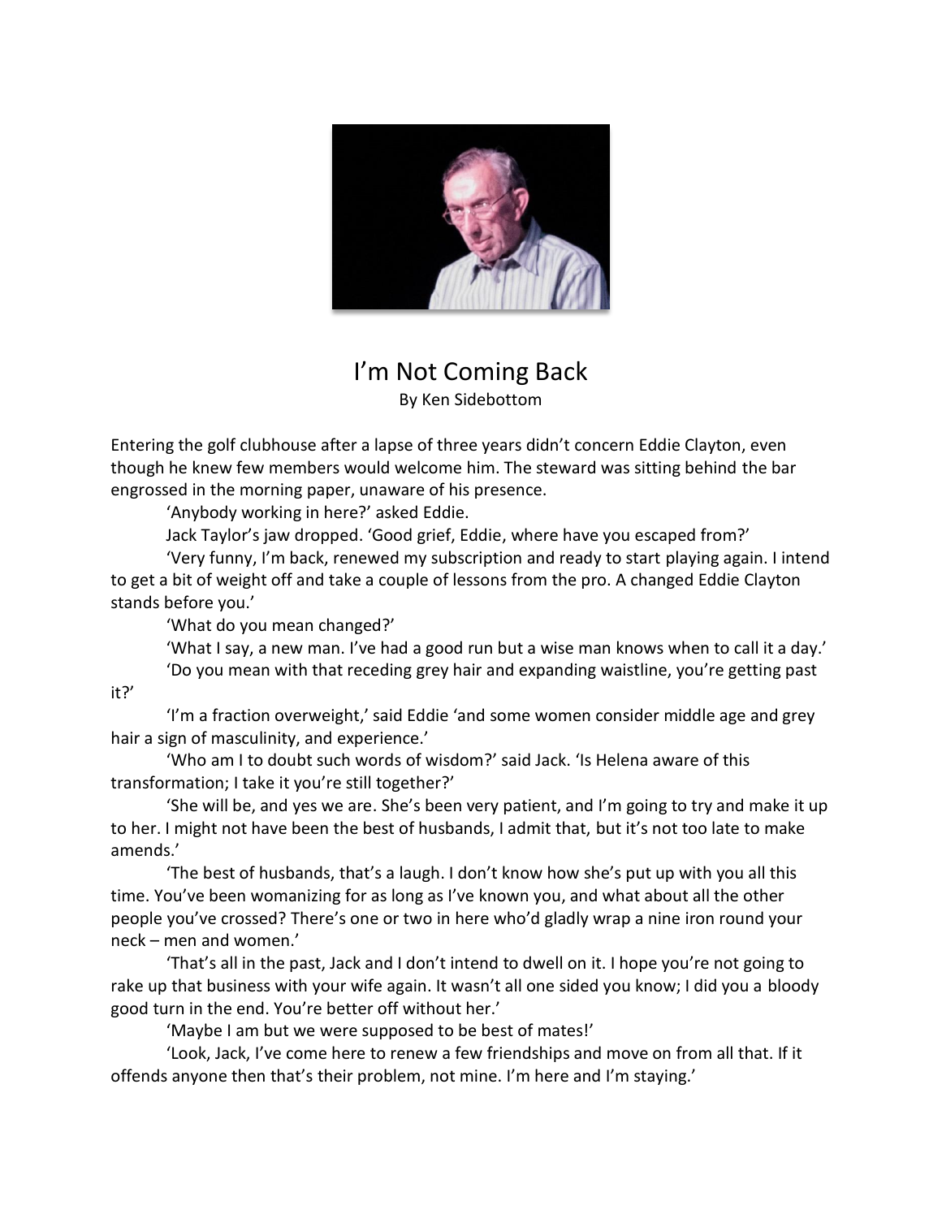# I'm Not Coming Back

By Ken Sidebottom

Entering the golf clubhouse after a lapse of three years didn't concern Eddie Clayton, even though he knew few members would welcome him. The steward was sitting behind the bar engrossed in the morning paper, unaware of his presence.

'Anybody working in here?' asked Eddie.

Jack Taylor's jaw dropped. 'Good grief, Eddie, where have you escaped from?'

'Very funny, I'm back, renewed my subscription and ready to start playing again. I intend to get a bit of weight off and take a couple of lessons from the pro. A changed Eddie Clayton stands before you.'

'What do you mean changed?'

'What I say, a new man. I've had a good run but a wise man knows when to call it a day.'

'Do you mean with that receding grey hair and expanding waistline, you're getting past it?'

'I'm a fraction overweight,' said Eddie 'and some women consider middle age and grey hair a sign of masculinity, and experience.'

'Who am I to doubt such words of wisdom?' said Jack. 'Is Helena aware of this transformation; I take it you're still together?'

'She will be, and yes we are. She's been very patient, and I'm going to try and make it up to her. I might not have been the best of husbands, I admit that, but it's not too late to make amends.'

'The best of husbands, that's a laugh. I don't know how she's put up with you all this time. You've been womanizing for as long as I've known you, and what about all the other people you've crossed? There's one or two in here who'd gladly wrap a nine iron round your neck – men and women.'

'That's all in the past, Jack and I don't intend to dwell on it. I hope you're not going to rake up that business with your wife again. It wasn't all one sided you know; I did you a bloody good turn in the end. You're better off without her.'

'Maybe I am but we were supposed to be best of mates!'

'Look, Jack, I've come here to renew a few friendships and move on from all that. If it offends anyone then that's their problem, not mine. I'm here and I'm staying.'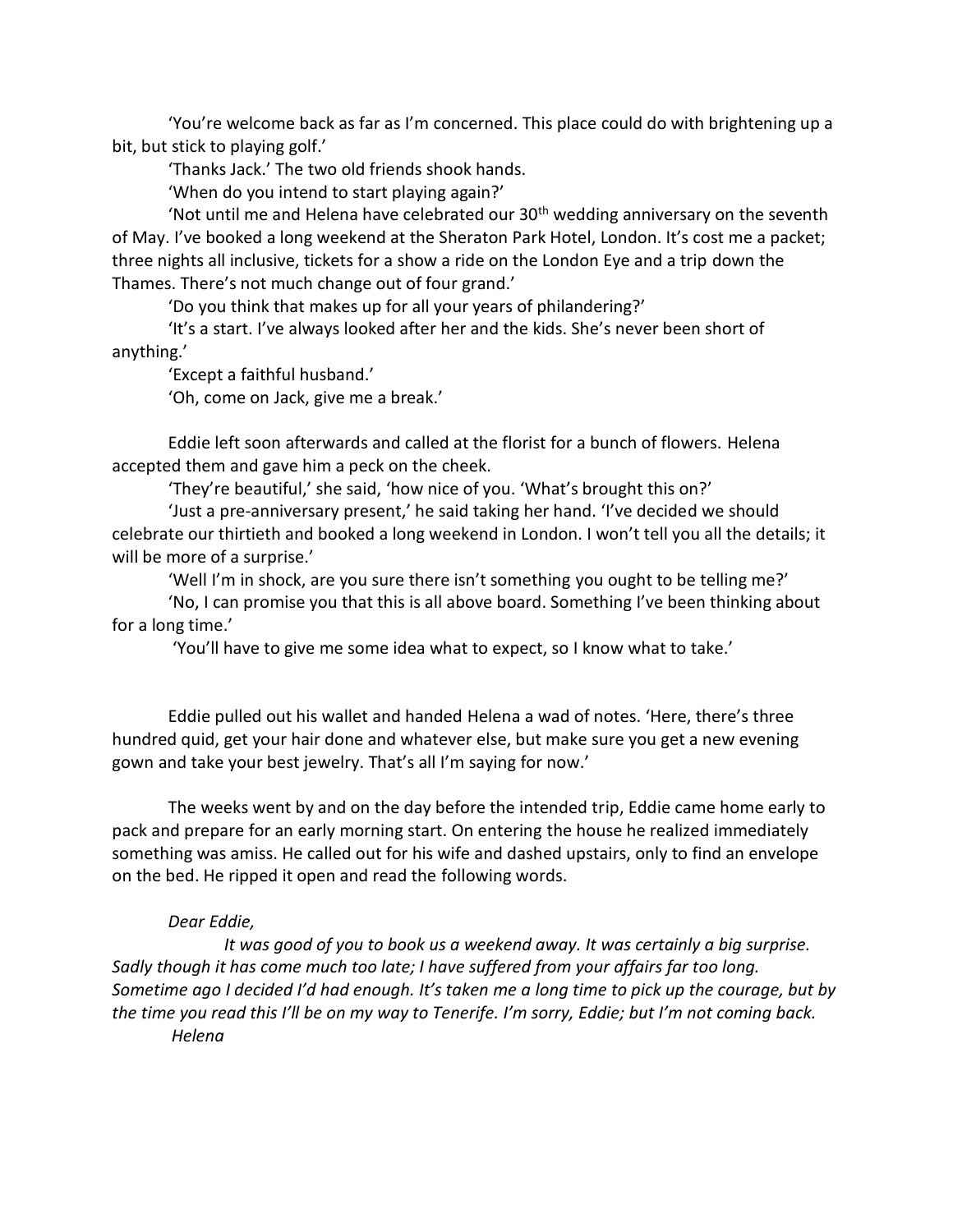'You're welcome back as far as I'm concerned. This place could do with brightening up a bit, but stick to playing golf.'

'Thanks Jack.' The two old friends shook hands.

'When do you intend to start playing again?'

'Not until me and Helena have celebrated our 30th wedding anniversary on the seventh of May. I've booked a long weekend at the Sheraton Park Hotel, London. It's cost me a packet; three nights all inclusive, tickets for a show a ride on the London Eye and a trip down the Thames. There's not much change out of four grand.'

'Do you think that makes up for all your years of philandering?'

'It's a start. I've always looked after her and the kids. She's never been short of anything.'

'Except a faithful husband.'

'Oh, come on Jack, give me a break.'

Eddie left soon afterwards and called at the florist for a bunch of flowers. Helena accepted them and gave him a peck on the cheek.

'They're beautiful,' she said, 'how nice of you. 'What's brought this on?'

'Just a pre-anniversary present,' he said taking her hand. 'I've decided we should celebrate our thirtieth and booked a long weekend in London. I won't tell you all the details; it will be more of a surprise.'

'Well I'm in shock, are you sure there isn't something you ought to be telling me?'

'No, I can promise you that this is all above board. Something I've been thinking about for a long time.'

'You'll have to give me some idea what to expect, so I know what to take.'

Eddie pulled out his wallet and handed Helena a wad of notes. 'Here, there's three hundred quid, get your hair done and whatever else, but make sure you get a new evening gown and take your best jewelry. That's all I'm saying for now.'

The weeks went by and on the day before the intended trip, Eddie came home early to pack and prepare for an early morning start. On entering the house he realized immediately something was amiss. He called out for his wife and dashed upstairs, only to find an envelope on the bed. He ripped it open and read the following words.

*Dear Eddie,*

*It was good of you to book us a weekend away. It was certainly a big surprise. Sadly though it has come much too late; I have suffered from your affairs far too long. Sometime ago I decided I'd had enough. It's taken me a long time to pick up the courage, but by the time you read this I'll be on my way to Tenerife. I'm sorry, Eddie; but I'm not coming back.*

*Helena*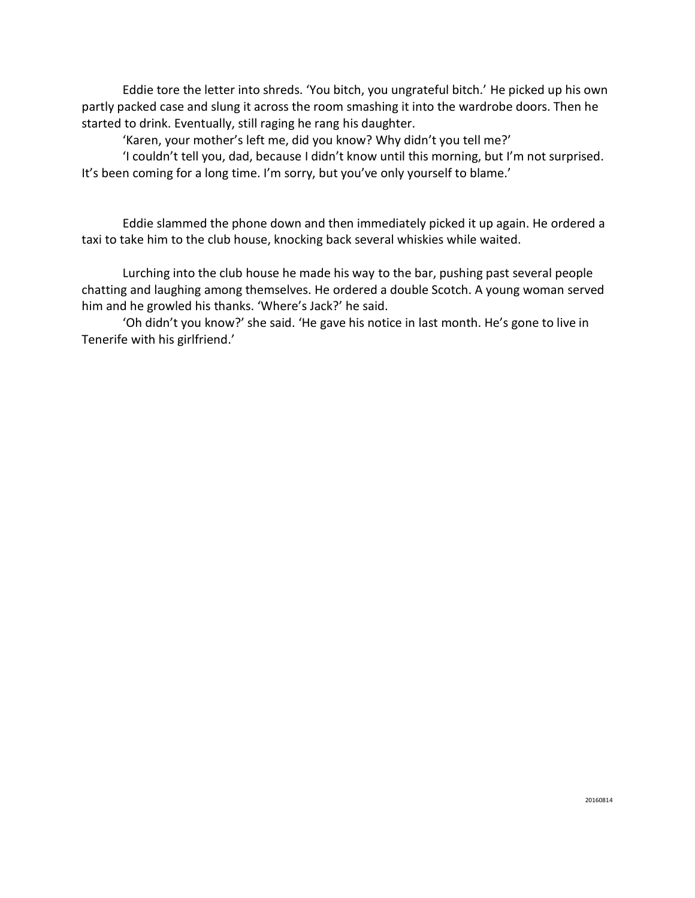Eddie tore the letter into shreds. 'You bitch, you ungrateful bitch.' He picked up his own partly packed case and slung it across the room smashing it into the wardrobe doors. Then he started to drink. Eventually, still raging he rang his daughter.

'Karen, your mother's left me, did you know? Why didn't you tell me?'

'I couldn't tell you, dad, because I didn't know until this morning, but I'm not surprised. It's been coming for a long time. I'm sorry, but you've only yourself to blame.'

Eddie slammed the phone down and then immediately picked it up again. He ordered a taxi to take him to the club house, knocking back several whiskies while waited.

Lurching into the club house he made his way to the bar, pushing past several people chatting and laughing among themselves. He ordered a double Scotch. A young woman served him and he growled his thanks. 'Where's Jack?' he said.

'Oh didn't you know?' she said. 'He gave his notice in last month. He's gone to live in Tenerife with his girlfriend.'

20160814